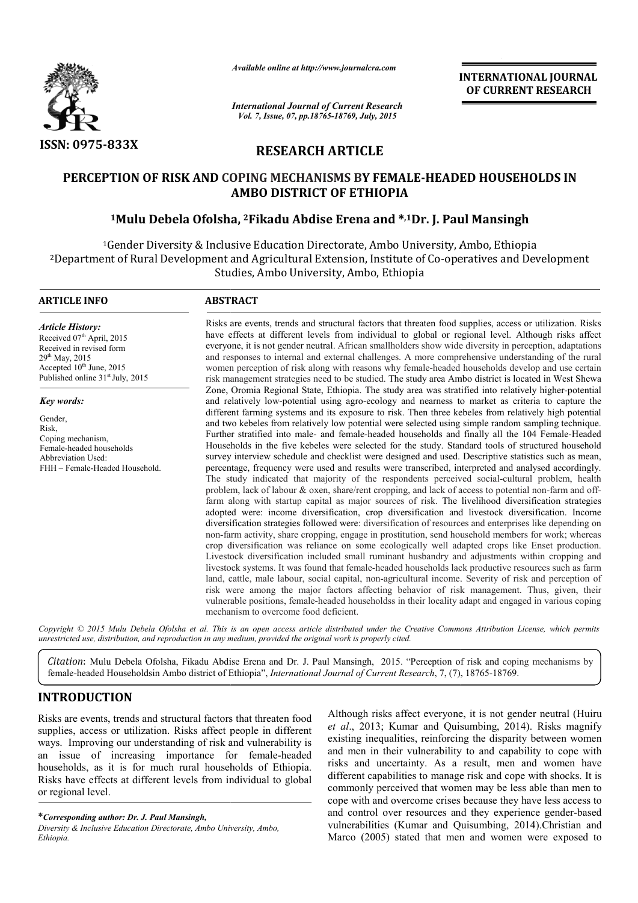ISSN: 0975-833X

*Available online at http://www.journalcra.com*

*International Journal of Current Research*
*Vol. 7, Issue, 07, pp.18765-18769, July, 2015*

**INTERNATIONAL JOURNAL OF CURRENT RESEARCH**

## RESEARCH ARTICLE

# PERCEPTION OF RISK AND COPING MECHANISMS BY FEMALE-HEADED HOUSEHOLDS IN AMBO DISTRICT OF ETHIOPIA

**[1]Mulu Debela Ofolsha, [2]Fikadu Abdise Erena and *,[1]Dr. J. Paul Mansingh**

[1]Gender Diversity & Inclusive Education Directorate, Ambo University, Ambo, Ethiopia
[2]Department of Rural Development and Agricultural Extension, Institute of Co-operatives and Development Studies, Ambo University, Ambo, Ethiopia

### ARTICLE INFO

*Article History:*
Received 07th April, 2015
Received in revised form
29th May, 2015
Accepted 10th June, 2015
Published online 31st July, 2015

*Key words:*

Gender,
Risk,
Coping mechanism,
Female-headed households
Abbreviation Used:
FHH – Female-Headed Household.

### ABSTRACT

Risks are events, trends and structural factors that threaten food supplies, access or utilization. Risks have effects at different levels from individual to global or regional level. Although risks affect everyone, it is not gender neutral. African smallholders show wide diversity in perception, adaptations and responses to internal and external challenges. A more comprehensive understanding of the rural women perception of risk along with reasons why female-headed households develop and use certain risk management strategies need to be studied. The study area Ambo district is located in West Shewa Zone, Oromia Regional State, Ethiopia. The study area was stratified into relatively higher-potential and relatively low-potential using agro-ecology and nearness to market as criteria to capture the different farming systems and its exposure to risk. Then three kebeles from relatively high potential and two kebeles from relatively low potential were selected using simple random sampling technique. Further stratified into male- and female-headed households and finally all the 104 Female-Headed Households in the five kebeles were selected for the study. Standard tools of structured household survey interview schedule and checklist were designed and used. Descriptive statistics such as mean, percentage, frequency were used and results were transcribed, interpreted and analysed accordingly. The study indicated that majority of the respondents perceived social-cultural problem, health problem, lack of labour & oxen, share/rent cropping, and lack of access to potential non-farm and off-farm along with startup capital as major sources of risk. The livelihood diversification strategies adopted were: income diversification, crop diversification and livestock diversification. Income diversification strategies followed were: diversification of resources and enterprises like depending on non-farm activity, share cropping, engage in prostitution, send household members for work; whereas crop diversification was reliance on some ecologically well adapted crops like Enset production. Livestock diversification included small ruminant husbandry and adjustments within cropping and livestock systems. It was found that female-headed households lack productive resources such as farm land, cattle, male labour, social capital, non-agricultural income. Severity of risk and perception of risk were among the major factors affecting behavior of risk management. Thus, given, their vulnerable positions, female-headed householdss in their locality adapt and engaged in various coping mechanism to overcome food deficient.

*Copyright © 2015 Mulu Debela Ofolsha et al. This is an open access article distributed under the Creative Commons Attribution License, which permits unrestricted use, distribution, and reproduction in any medium, provided the original work is properly cited.*

*Citation*: Mulu Debela Ofolsha, Fikadu Abdise Erena and Dr. J. Paul Mansingh, 2015. "Perception of risk and coping mechanisms by female-headed Householdsin Ambo district of Ethiopia", *International Journal of Current Research*, 7, (7), 18765-18769.

## INTRODUCTION

Risks are events, trends and structural factors that threaten food supplies, access or utilization. Risks affect people in different ways. Improving our understanding of risk and vulnerability is an issue of increasing importance for female-headed households, as it is for much rural households of Ethiopia. Risks have effects at different levels from individual to global or regional level.

Although risks affect everyone, it is not gender neutral (Huiru *et al*., 2013; Kumar and Quisumbing, 2014). Risks magnify existing inequalities, reinforcing the disparity between women and men in their vulnerability to and capability to cope with risks and uncertainty. As a result, men and women have different capabilities to manage risk and cope with shocks. It is commonly perceived that women may be less able than men to cope with and overcome crises because they have less access to and control over resources and they experience gender-based vulnerabilities (Kumar and Quisumbing, 2014).Christian and Marco (2005) stated that men and women were exposed to

*\*Corresponding author: Dr. J. Paul Mansingh,*
*Diversity & Inclusive Education Directorate, Ambo University, Ambo, Ethiopia.*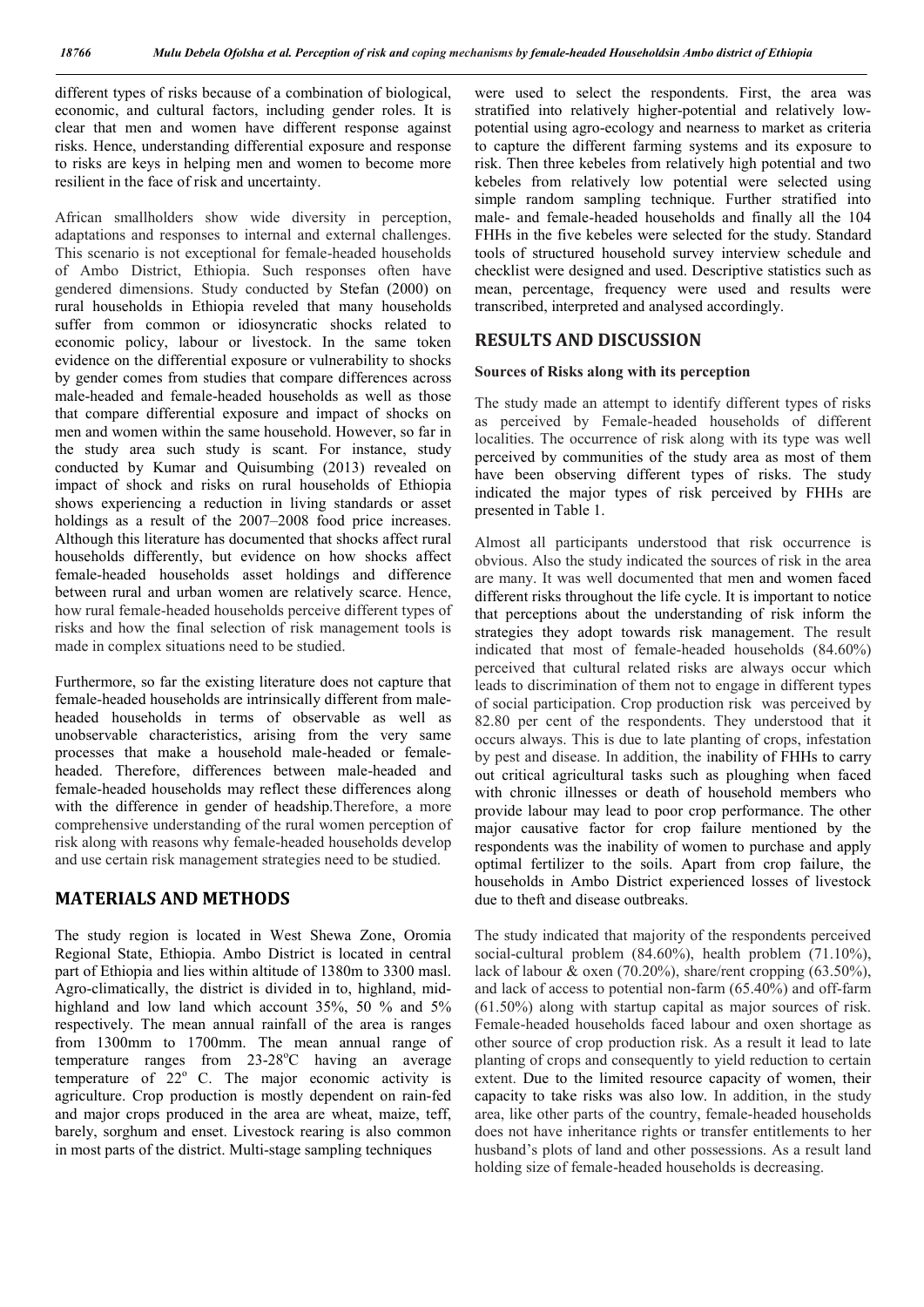different types of risks because of a combination of biological, economic, and cultural factors, including gender roles. It is clear that men and women have different response against risks. Hence, understanding differential exposure and response to risks are keys in helping men and women to become more resilient in the face of risk and uncertainty.

African smallholders show wide diversity in perception, adaptations and responses to internal and external challenges. This scenario is not exceptional for female-headed households of Ambo District, Ethiopia. Such responses often have gendered dimensions. Study conducted by Stefan (2000) on rural households in Ethiopia reveled that many households suffer from common or idiosyncratic shocks related to economic policy, labour or livestock. In the same token evidence on the differential exposure or vulnerability to shocks by gender comes from studies that compare differences across male-headed and female-headed households as well as those that compare differential exposure and impact of shocks on men and women within the same household. However, so far in the study area such study is scant. For instance, study conducted by Kumar and Quisumbing (2013) revealed on impact of shock and risks on rural households of Ethiopia shows experiencing a reduction in living standards or asset holdings as a result of the 2007–2008 food price increases. Although this literature has documented that shocks affect rural households differently, but evidence on how shocks affect female-headed households asset holdings and difference between rural and urban women are relatively scarce. Hence, how rural female-headed households perceive different types of risks and how the final selection of risk management tools is made in complex situations need to be studied.

Furthermore, so far the existing literature does not capture that female-headed households are intrinsically different from male-headed households in terms of observable as well as unobservable characteristics, arising from the very same processes that make a household male-headed or female-headed. Therefore, differences between male-headed and female-headed households may reflect these differences along with the difference in gender of headship.Therefore, a more comprehensive understanding of the rural women perception of risk along with reasons why female-headed households develop and use certain risk management strategies need to be studied.

## MATERIALS AND METHODS

The study region is located in West Shewa Zone, Oromia Regional State, Ethiopia. Ambo District is located in central part of Ethiopia and lies within altitude of 1380m to 3300 masl. Agro-climatically, the district is divided in to, highland, mid-highland and low land which account 35%, 50 % and 5% respectively. The mean annual rainfall of the area is ranges from 1300mm to 1700mm. The mean annual range of temperature ranges from 23-28$^{o}$C having an average temperature of 22$^{o}$ C. The major economic activity is agriculture. Crop production is mostly dependent on rain-fed and major crops produced in the area are wheat, maize, teff, barely, sorghum and enset. Livestock rearing is also common in most parts of the district. Multi-stage sampling techniques were used to select the respondents. First, the area was stratified into relatively higher-potential and relatively low-potential using agro-ecology and nearness to market as criteria to capture the different farming systems and its exposure to risk. Then three kebeles from relatively high potential and two kebeles from relatively low potential were selected using simple random sampling technique. Further stratified into male- and female-headed households and finally all the 104 FHHs in the five kebeles were selected for the study. Standard tools of structured household survey interview schedule and checklist were designed and used. Descriptive statistics such as mean, percentage, frequency were used and results were transcribed, interpreted and analysed accordingly.

## RESULTS AND DISCUSSION

### Sources of Risks along with its perception

The study made an attempt to identify different types of risks as perceived by Female-headed households of different localities. The occurrence of risk along with its type was well perceived by communities of the study area as most of them have been observing different types of risks. The study indicated the major types of risk perceived by FHHs are presented in Table 1.

Almost all participants understood that risk occurrence is obvious. Also the study indicated the sources of risk in the area are many. It was well documented that men and women faced different risks throughout the life cycle. It is important to notice that perceptions about the understanding of risk inform the strategies they adopt towards risk management. The result indicated that most of female-headed households (84.60%) perceived that cultural related risks are always occur which leads to discrimination of them not to engage in different types of social participation. Crop production risk was perceived by 82.80 per cent of the respondents. They understood that it occurs always. This is due to late planting of crops, infestation by pest and disease. In addition, the inability of FHHs to carry out critical agricultural tasks such as ploughing when faced with chronic illnesses or death of household members who provide labour may lead to poor crop performance. The other major causative factor for crop failure mentioned by the respondents was the inability of women to purchase and apply optimal fertilizer to the soils. Apart from crop failure, the households in Ambo District experienced losses of livestock due to theft and disease outbreaks.

The study indicated that majority of the respondents perceived social-cultural problem (84.60%), health problem (71.10%), lack of labour & oxen (70.20%), share/rent cropping (63.50%), and lack of access to potential non-farm (65.40%) and off-farm (61.50%) along with startup capital as major sources of risk. Female-headed households faced labour and oxen shortage as other source of crop production risk. As a result it lead to late planting of crops and consequently to yield reduction to certain extent. Due to the limited resource capacity of women, their capacity to take risks was also low. In addition, in the study area, like other parts of the country, female-headed households does not have inheritance rights or transfer entitlements to her husband's plots of land and other possessions. As a result land holding size of female-headed households is decreasing.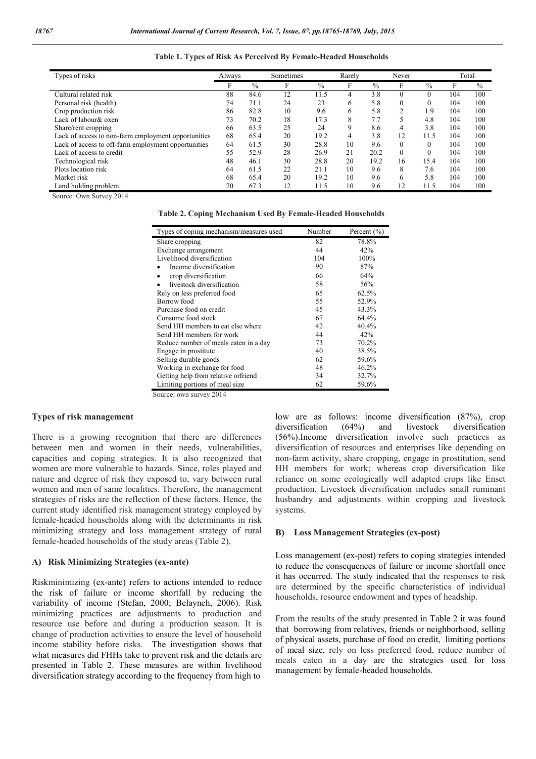**Table 1. Types of Risk As Perceived By Female-Headed Households**

| Types of risks | Always | | Sometimes | | Rarely | | Never | | Total | |
|---|---|---|---|---|---|---|---|---|---|---|
| | F | % | F | % | F | % | F | % | F | % |
| Cultural related risk | 88 | 84.6 | 12 | 11.5 | 4 | 3.8 | 0 | 0 | 104 | 100 |
| Personal risk (health) | 74 | 71.1 | 24 | 23 | 6 | 5.8 | 0 | 0 | 104 | 100 |
| Crop production risk | 86 | 82.8 | 10 | 9.6 | 6 | 5.8 | 2 | 1.9 | 104 | 100 |
| Lack of labour& oxen | 73 | 70.2 | 18 | 17.3 | 8 | 7.7 | 5 | 4.8 | 104 | 100 |
| Share/rent cropping | 66 | 63.5 | 25 | 24 | 9 | 8.6 | 4 | 3.8 | 104 | 100 |
| Lack of access to non-farm employment opportunities | 68 | 65.4 | 20 | 19.2 | 4 | 3.8 | 12 | 11.5 | 104 | 100 |
| Lack of access to off-farm employment opportunities | 64 | 61.5 | 30 | 28.8 | 10 | 9.6 | 0 | 0 | 104 | 100 |
| Lack of access to credit | 55 | 52.9 | 28 | 26.9 | 21 | 20.2 | 0 | 0 | 104 | 100 |
| Technological risk | 48 | 46.1 | 30 | 28.8 | 20 | 19.2 | 16 | 15.4 | 104 | 100 |
| Plots location risk | 64 | 61.5 | 22 | 21.1 | 10 | 9.6 | 8 | 7.6 | 104 | 100 |
| Market risk | 68 | 65.4 | 20 | 19.2 | 10 | 9.6 | 6 | 5.8 | 104 | 100 |
| Land holding problem | 70 | 67.3 | 12 | 11.5 | 10 | 9.6 | 12 | 11.5 | 104 | 100 |

Source: Own Survey 2014

**Table 2. Coping Mechanism Used By Female-Headed Households**

| Types of coping mechanism/measures used | Number | Percent (%) |
|---|---|---|
| Share cropping | 82 | 78.8% |
| Exchange arrangement | 44 | 42% |
| Livelihood diversification | 104 | 100% |
| • Income diversification | 90 | 87% |
| • crop diversification | 66 | 64% |
| • livestock diversification | 58 | 56% |
| Rely on less preferred food | 65 | 62.5% |
| Borrow food | 55 | 52.9% |
| Purchase food on credit | 45 | 43.3% |
| Consume food stock | 67 | 64.4% |
| Send HH members to eat else where | 42 | 40.4% |
| Send HH members for work | 44 | 42% |
| Reduce number of meals eaten in a day | 73 | 70.2% |
| Engage in prostitute | 40 | 38.5% |
| Selling durable goods | 62 | 59.6% |
| Working in exchange for food | 48 | 46.2% |
| Getting help from relative orfriend | 34 | 32.7% |
| Limiting portions of meal size | 62 | 59.6% |

Source: own survey 2014

### Types of risk management

There is a growing recognition that there are differences between men and women in their needs, vulnerabilities, capacities and coping strategies. It is also recognized that women are more vulnerable to hazards. Since, roles played and nature and degree of risk they exposed to, vary between rural women and men of same localities. Therefore, the management strategies of risks are the reflection of these factors. Hence, the current study identified risk management strategy employed by female-headed households along with the determinants in risk minimizing strategy and loss management strategy of rural female-headed households of the study areas (Table 2).

#### A) Risk Minimizing Strategies (ex-ante)

Riskminimizing (ex-ante) refers to actions intended to reduce the risk of failure or income shortfall by reducing the variability of income (Stefan, 2000; Belayneh, 2006). Risk minimizing practices are adjustments to production and resource use before and during a production season. It is change of production activities to ensure the level of household income stability before risks. The investigation shows that what measures did FHHs take to prevent risk and the details are presented in Table 2. These measures are within livelihood diversification strategy according to the frequency from high to low are as follows: income diversification (87%), crop diversification (64%) and livestock diversification (56%).Income diversification involve such practices as diversification of resources and enterprises like depending on non-farm activity, share cropping, engage in prostitution, send HH members for work; whereas crop diversification like reliance on some ecologically well adapted crops like Enset production. Livestock diversification includes small ruminant husbandry and adjustments within cropping and livestock systems.

#### B) Loss Management Strategies (ex-post)

Loss management (ex-post) refers to coping strategies intended to reduce the consequences of failure or income shortfall once it has occurred. The study indicated that the responses to risk are determined by the specific characteristics of individual households, resource endowment and types of headship.

From the results of the study presented in Table 2 it was found that borrowing from relatives, friends or neighborhood, selling of physical assets, purchase of food on credit, limiting portions of meal size, rely on less preferred food, reduce number of meals eaten in a day are the strategies used for loss management by female-headed households.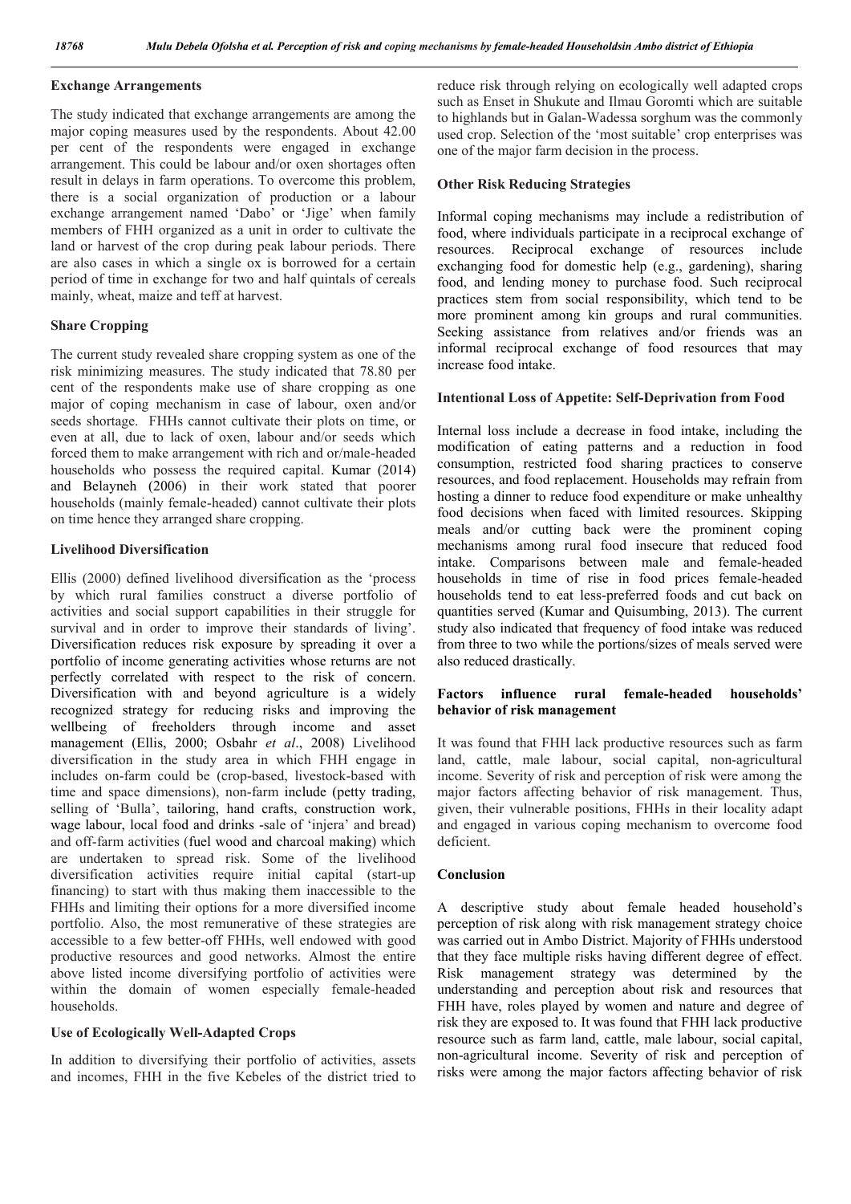### Exchange Arrangements

The study indicated that exchange arrangements are among the major coping measures used by the respondents. About 42.00 per cent of the respondents were engaged in exchange arrangement. This could be labour and/or oxen shortages often result in delays in farm operations. To overcome this problem, there is a social organization of production or a labour exchange arrangement named 'Dabo' or 'Jige' when family members of FHH organized as a unit in order to cultivate the land or harvest of the crop during peak labour periods. There are also cases in which a single ox is borrowed for a certain period of time in exchange for two and half quintals of cereals mainly, wheat, maize and teff at harvest.

### Share Cropping

The current study revealed share cropping system as one of the risk minimizing measures. The study indicated that 78.80 per cent of the respondents make use of share cropping as one major of coping mechanism in case of labour, oxen and/or seeds shortage. FHHs cannot cultivate their plots on time, or even at all, due to lack of oxen, labour and/or seeds which forced them to make arrangement with rich and or/male-headed households who possess the required capital. Kumar (2014) and Belayneh (2006) in their work stated that poorer households (mainly female-headed) cannot cultivate their plots on time hence they arranged share cropping.

### Livelihood Diversification

Ellis (2000) defined livelihood diversification as the 'process by which rural families construct a diverse portfolio of activities and social support capabilities in their struggle for survival and in order to improve their standards of living'. Diversification reduces risk exposure by spreading it over a portfolio of income generating activities whose returns are not perfectly correlated with respect to the risk of concern. Diversification with and beyond agriculture is a widely recognized strategy for reducing risks and improving the wellbeing of freeholders through income and asset management (Ellis, 2000; Osbahr *et al*., 2008) Livelihood diversification in the study area in which FHH engage in includes on-farm could be (crop-based, livestock-based with time and space dimensions), non-farm include (petty trading, selling of 'Bulla', tailoring, hand crafts, construction work, wage labour, local food and drinks -sale of 'injera' and bread) and off-farm activities (fuel wood and charcoal making) which are undertaken to spread risk. Some of the livelihood diversification activities require initial capital (start-up financing) to start with thus making them inaccessible to the FHHs and limiting their options for a more diversified income portfolio. Also, the most remunerative of these strategies are accessible to a few better-off FHHs, well endowed with good productive resources and good networks. Almost the entire above listed income diversifying portfolio of activities were within the domain of women especially female-headed households.

### Use of Ecologically Well-Adapted Crops

In addition to diversifying their portfolio of activities, assets and incomes, FHH in the five Kebeles of the district tried to reduce risk through relying on ecologically well adapted crops such as Enset in Shukute and Ilmau Goromti which are suitable to highlands but in Galan-Wadessa sorghum was the commonly used crop. Selection of the 'most suitable' crop enterprises was one of the major farm decision in the process.

### Other Risk Reducing Strategies

Informal coping mechanisms may include a redistribution of food, where individuals participate in a reciprocal exchange of resources. Reciprocal exchange of resources include exchanging food for domestic help (e.g., gardening), sharing food, and lending money to purchase food. Such reciprocal practices stem from social responsibility, which tend to be more prominent among kin groups and rural communities. Seeking assistance from relatives and/or friends was an informal reciprocal exchange of food resources that may increase food intake.

### Intentional Loss of Appetite: Self-Deprivation from Food

Internal loss include a decrease in food intake, including the modification of eating patterns and a reduction in food consumption, restricted food sharing practices to conserve resources, and food replacement. Households may refrain from hosting a dinner to reduce food expenditure or make unhealthy food decisions when faced with limited resources. Skipping meals and/or cutting back were the prominent coping mechanisms among rural food insecure that reduced food intake. Comparisons between male and female-headed households in time of rise in food prices female-headed households tend to eat less-preferred foods and cut back on quantities served (Kumar and Quisumbing, 2013). The current study also indicated that frequency of food intake was reduced from three to two while the portions/sizes of meals served were also reduced drastically.

### Factors influence rural female-headed households' behavior of risk management

It was found that FHH lack productive resources such as farm land, cattle, male labour, social capital, non-agricultural income. Severity of risk and perception of risk were among the major factors affecting behavior of risk management. Thus, given, their vulnerable positions, FHHs in their locality adapt and engaged in various coping mechanism to overcome food deficient.

## Conclusion

A descriptive study about female headed household's perception of risk along with risk management strategy choice was carried out in Ambo District. Majority of FHHs understood that they face multiple risks having different degree of effect. Risk management strategy was determined by the understanding and perception about risk and resources that FHH have, roles played by women and nature and degree of risk they are exposed to. It was found that FHH lack productive resource such as farm land, cattle, male labour, social capital, non-agricultural income. Severity of risk and perception of risks were among the major factors affecting behavior of risk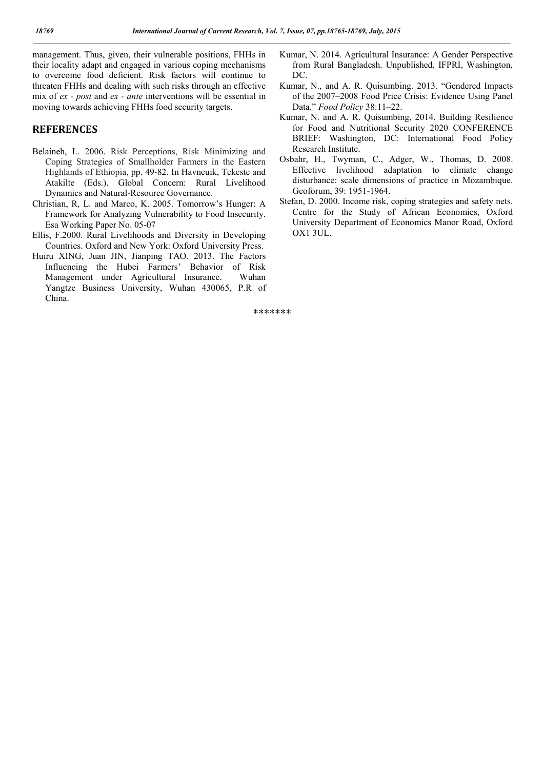management. Thus, given, their vulnerable positions, FHHs in their locality adapt and engaged in various coping mechanisms to overcome food deficient. Risk factors will continue to threaten FHHs and dealing with such risks through an effective mix of *ex - post* and *ex - ante* interventions will be essential in moving towards achieving FHHs food security targets.

## REFERENCES

Belaineh, L. 2006. Risk Perceptions, Risk Minimizing and Coping Strategies of Smallholder Farmers in the Eastern Highlands of Ethiopia, pp. 49-82. In Havneuik, Tekeste and Atakilte (Eds.). Global Concern: Rural Livelihood Dynamics and Natural-Resource Governance.

Christian, R, L. and Marco, K. 2005. Tomorrow's Hunger: A Framework for Analyzing Vulnerability to Food Insecurity. Esa Working Paper No. 05-07

Ellis, F.2000. Rural Livelihoods and Diversity in Developing Countries. Oxford and New York: Oxford University Press.

Huiru XING, Juan JIN, Jianping TAO. 2013. The Factors Influencing the Hubei Farmers' Behavior of Risk Management under Agricultural Insurance. Wuhan Yangtze Business University, Wuhan 430065, P.R of China.

Kumar, N. 2014. Agricultural Insurance: A Gender Perspective from Rural Bangladesh. Unpublished, IFPRI, Washington, DC.

Kumar, N., and A. R. Quisumbing. 2013. "Gendered Impacts of the 2007–2008 Food Price Crisis: Evidence Using Panel Data." *Food Policy* 38:11–22.

Kumar, N. and A. R. Quisumbing, 2014. Building Resilience for Food and Nutritional Security 2020 CONFERENCE BRIEF: Washington, DC: International Food Policy Research Institute.

Osbahr, H., Twyman, C., Adger, W., Thomas, D. 2008. Effective livelihood adaptation to climate change disturbance: scale dimensions of practice in Mozambique. Geoforum, 39: 1951-1964.

Stefan, D. 2000. Income risk, coping strategies and safety nets. Centre for the Study of African Economies, Oxford University Department of Economics Manor Road, Oxford OX1 3UL.

*******